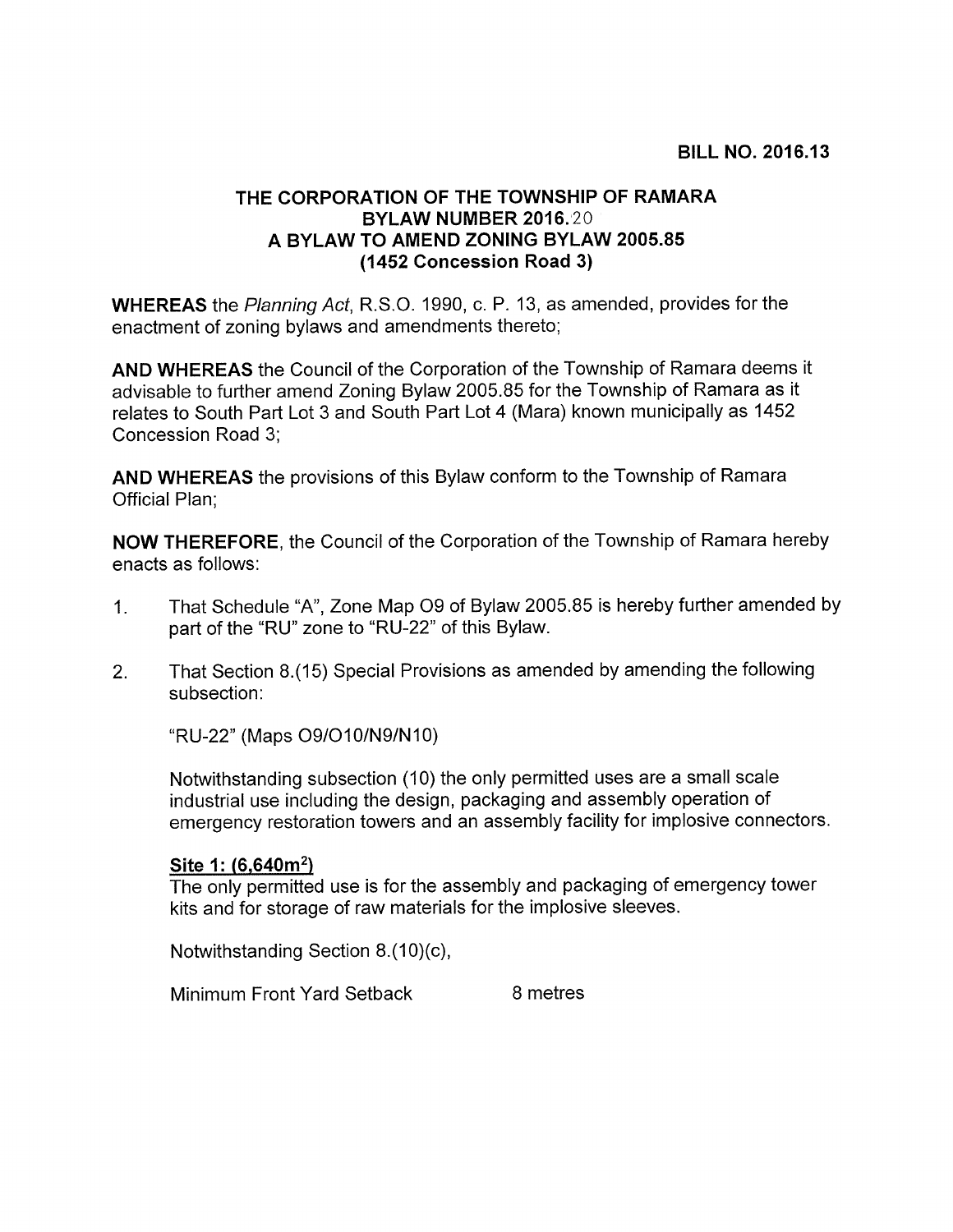**BILL NO. 2016.13**

# THE CORPORATION OF THE TOWNSHIP OF RAMARA
## BYLAW NUMBER 2016.20
## A BYLAW TO AMEND ZONING BYLAW 2005.85
## (1452 Concession Road 3)

**WHEREAS** the *Planning Act*, R.S.O. 1990, c. P. 13, as amended, provides for the enactment of zoning bylaws and amendments thereto;

**AND WHEREAS** the Council of the Corporation of the Township of Ramara deems it advisable to further amend Zoning Bylaw 2005.85 for the Township of Ramara as it relates to South Part Lot 3 and South Part Lot 4 (Mara) known municipally as 1452 Concession Road 3;

**AND WHEREAS** the provisions of this Bylaw conform to the Township of Ramara Official Plan;

**NOW THEREFORE**, the Council of the Corporation of the Township of Ramara hereby enacts as follows:

1. That Schedule "A", Zone Map O9 of Bylaw 2005.85 is hereby further amended by part of the "RU" zone to "RU-22" of this Bylaw.

2. That Section 8.(15) Special Provisions as amended by amending the following subsection:

   "RU-22" (Maps O9/O10/N9/N10)

   Notwithstanding subsection (10) the only permitted uses are a small scale industrial use including the design, packaging and assembly operation of emergency restoration towers and an assembly facility for implosive connectors.

   **Site 1: (6,640m$^2$)**
   
   The only permitted use is for the assembly and packaging of emergency tower kits and for storage of raw materials for the implosive sleeves.

   Notwithstanding Section 8.(10)(c),

   Minimum Front Yard Setback 8 metres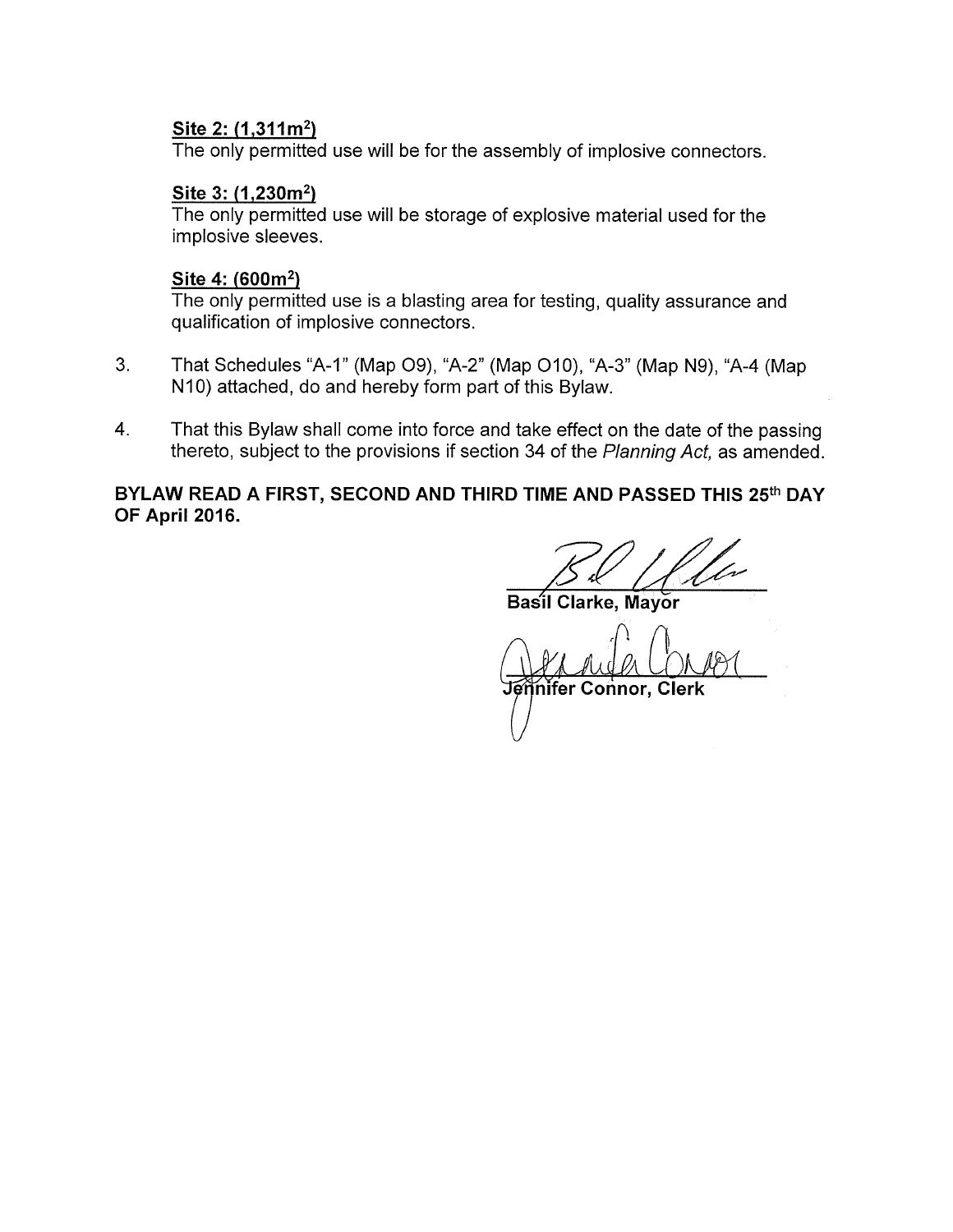**<u>Site 2: (1,311m²)</u>**

The only permitted use will be for the assembly of implosive connectors.

**<u>Site 3: (1,230m²)</u>**

The only permitted use will be storage of explosive material used for the implosive sleeves.

**<u>Site 4: (600m²)</u>**

The only permitted use is a blasting area for testing, quality assurance and qualification of implosive connectors.

3. That Schedules "A-1" (Map O9), "A-2" (Map O10), "A-3" (Map N9), "A-4 (Map N10) attached, do and hereby form part of this Bylaw.

4. That this Bylaw shall come into force and take effect on the date of the passing thereto, subject to the provisions if section 34 of the *Planning Act,* as amended.

**BYLAW READ A FIRST, SECOND AND THIRD TIME AND PASSED THIS 25th DAY OF April 2016.**

**Basil Clarke, Mayor**

**Jennifer Connor, Clerk**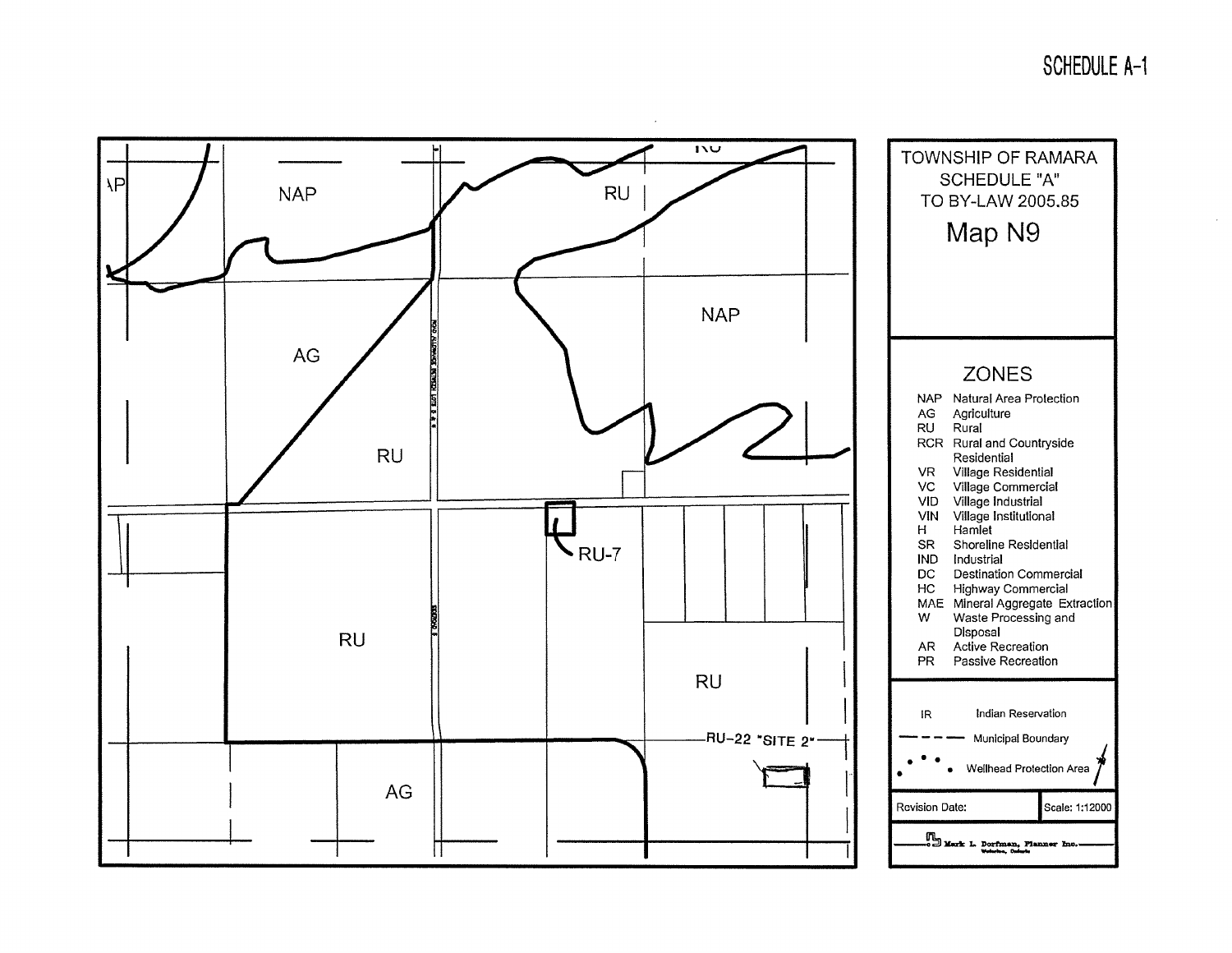# SCHEDULE A-1

TOWNSHIP OF RAMARA
SCHEDULE "A"
TO BY-LAW 2005.85

## Map N9

NAP
RU
NAP
AG
RU
RU-7
RU
RU
AG
RU-22 "SITE 2"

### ZONES

- NAP Natural Area Protection
- AG Agriculture
- RU Rural
- RCR Rural and Countryside Residential
- VR Village Residential
- VC Village Commercial
- VID Village Industrial
- VIN Village Institutional
- H Hamlet
- SR Shoreline Residential
- IND Industrial
- DC Destination Commercial
- HC Highway Commercial
- MAE Mineral Aggregate Extraction
- W Waste Processing and Disposal
- AR Active Recreation
- PR Passive Recreation

IR Indian Reservation

Municipal Boundary

Wellhead Protection Area

Revision Date:

Scale: 1:12000

Mark L. Dorfman, Planner Inc.
Waterloo, Ontario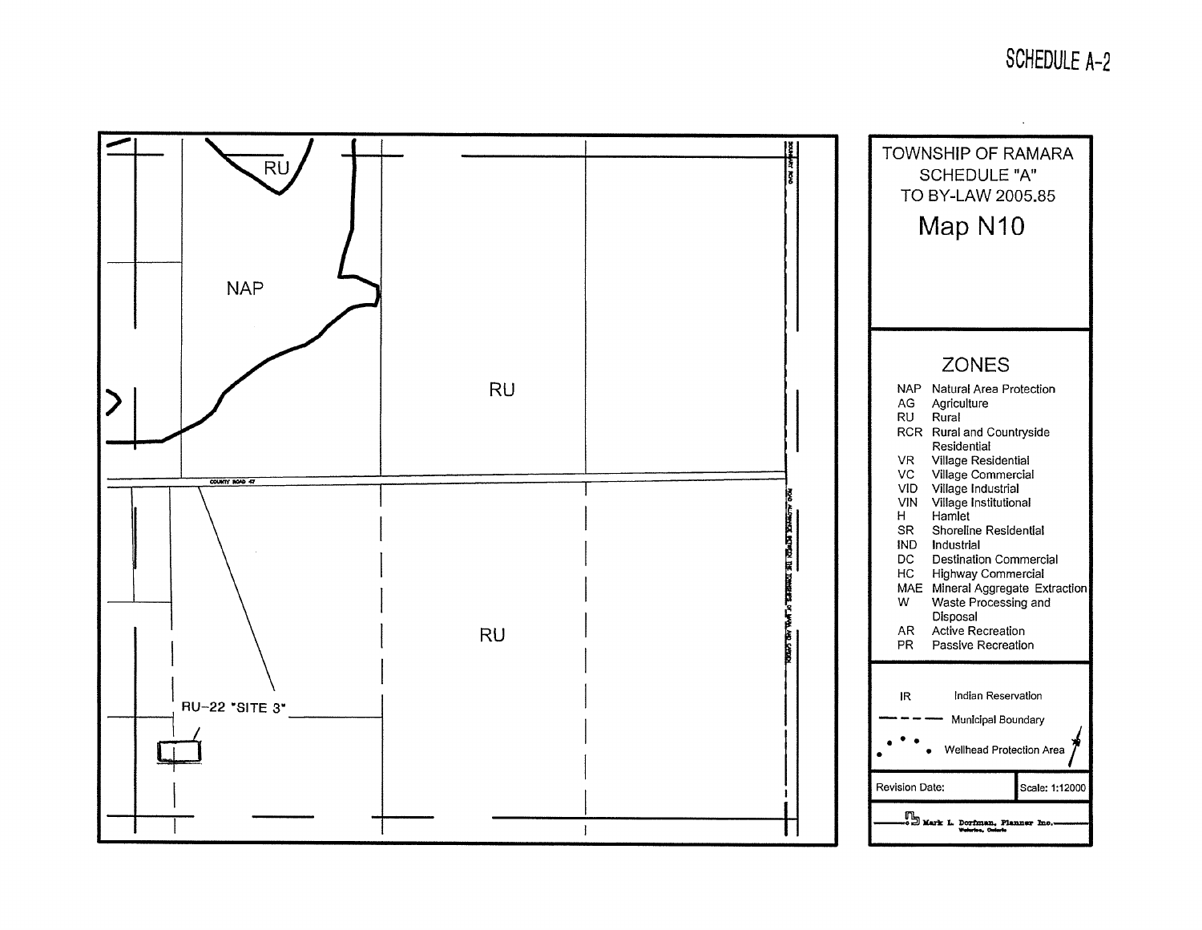# SCHEDULE A-2

RU

NAP

RU

COUNTY ROAD 47

RU

RU-22 "SITE 3"

BOUNDARY ROAD

ROAD ALLOWANCE BETWEEN THE TOWNSHIPS OF MARA AND CARDEN

TOWNSHIP OF RAMARA
SCHEDULE "A"
TO BY-LAW 2005.85

## Map N10

### ZONES

| | |
|---|---|
| NAP | Natural Area Protection |
| AG | Agriculture |
| RU | Rural |
| RCR | Rural and Countryside Residential |
| VR | Village Residential |
| VC | Village Commercial |
| VID | Village Industrial |
| VIN | Village Institutional |
| H | Hamlet |
| SR | Shoreline Residential |
| IND | Industrial |
| DC | Destination Commercial |
| HC | Highway Commercial |
| MAE | Mineral Aggregate Extraction |
| W | Waste Processing and Disposal |
| AR | Active Recreation |
| PR | Passive Recreation |

IR Indian Reservation

Municipal Boundary

Wellhead Protection Area

Revision Date: | Scale: 1:12000

Mark L. Dorfman, Planner Inc.
Waterloo, Ontario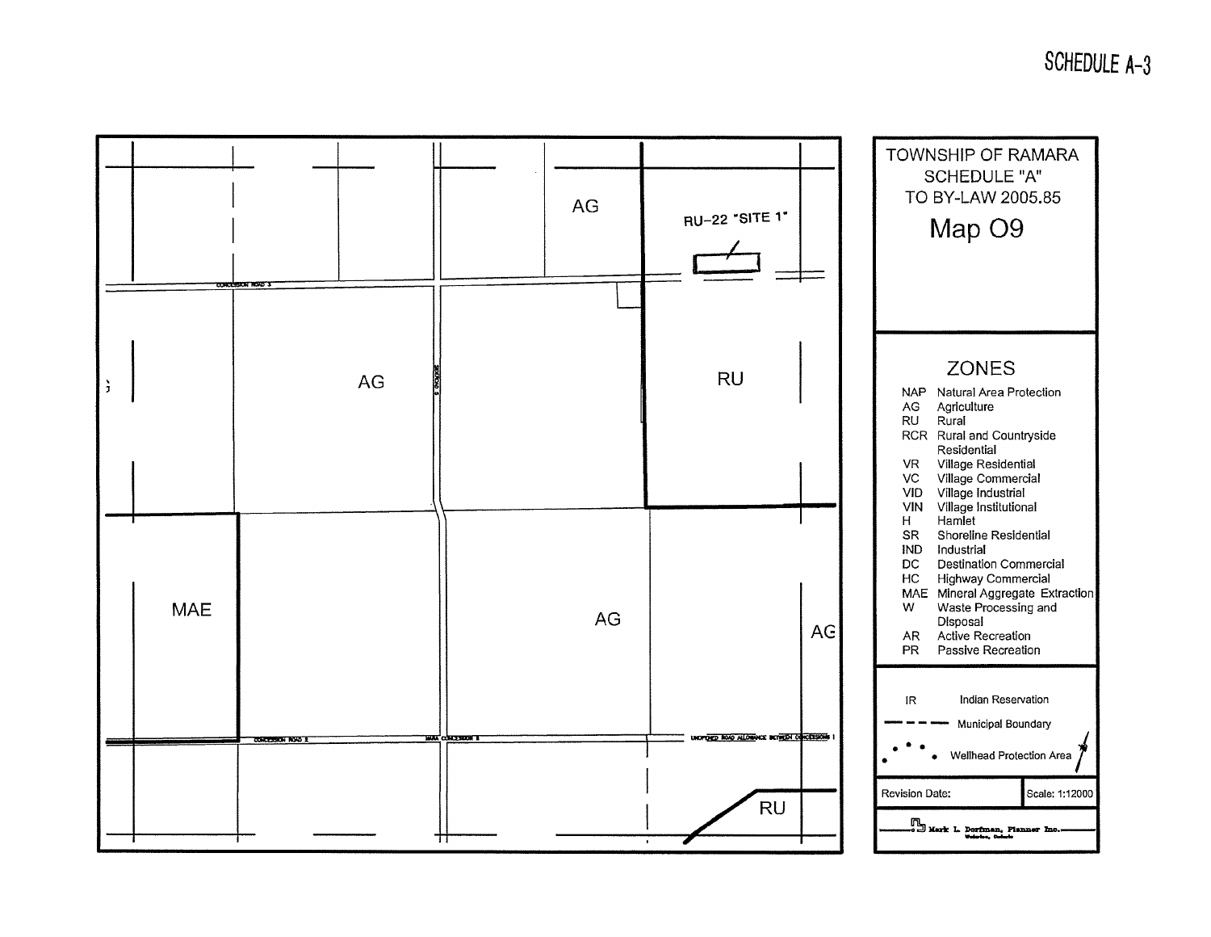# SCHEDULE A-3

AG

RU-22 "SITE 1"

CONCESSION ROAD 3

AG

RU

MAE

AG

AG

CONCESSION ROAD 2

MARA CONCESSION 8

UNOPENED ROAD ALLOWANCE BETWEEN CONCESSIONS 1

RU

TOWNSHIP OF RAMARA
SCHEDULE "A"
TO BY-LAW 2005.85

## Map O9

### ZONES

| | |
|---|---|
| NAP | Natural Area Protection |
| AG | Agriculture |
| RU | Rural |
| RCR | Rural and Countryside Residential |
| VR | Village Residential |
| VC | Village Commercial |
| VID | Village Industrial |
| VIN | Village Institutional |
| H | Hamlet |
| SR | Shoreline Residential |
| IND | Industrial |
| DC | Destination Commercial |
| HC | Highway Commercial |
| MAE | Mineral Aggregate Extraction |
| W | Waste Processing and Disposal |
| AR | Active Recreation |
| PR | Passive Recreation |

IR — Indian Reservation

Municipal Boundary

Wellhead Protection Area

Revision Date:

Scale: 1:12000

Mark L. Dorfman, Planner Inc.
Waterloo, Ontario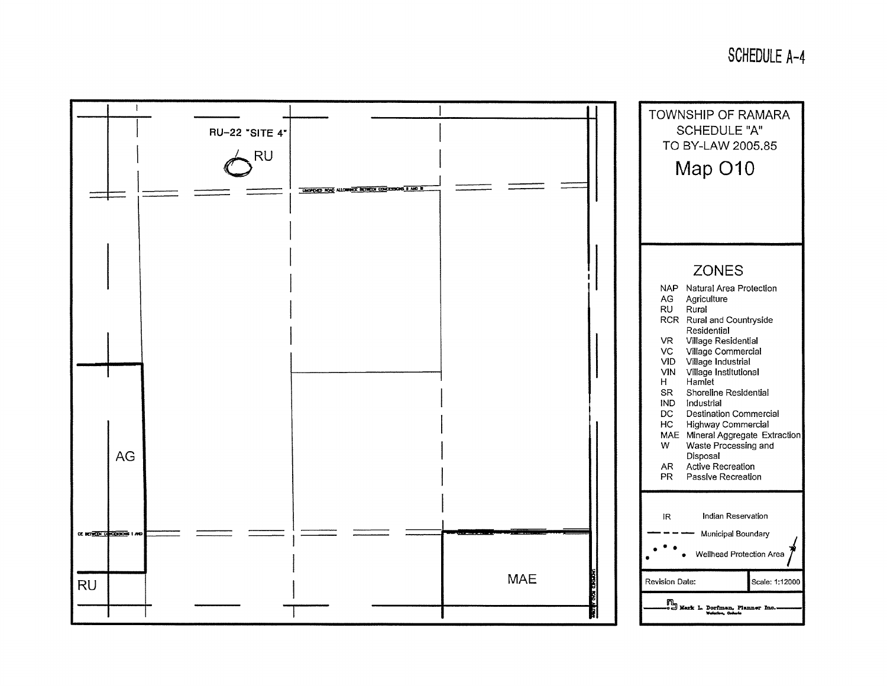# SCHEDULE A-4

RU-22 "SITE 4"

RU

UNOPENED ROAD ALLOWANCE BETWEEN CONCESSIONS II AND III

AG

RU

MAE

TOWNSHIP OF RAMARA
SCHEDULE "A"
TO BY-LAW 2005.85

## Map O10

### ZONES

- NAP Natural Area Protection
- AG Agriculture
- RU Rural
- RCR Rural and Countryside Residential
- VR Village Residential
- VC Village Commercial
- VID Village Industrial
- VIN Village Institutional
- H Hamlet
- SR Shoreline Residential
- IND Industrial
- DC Destination Commercial
- HC Highway Commercial
- MAE Mineral Aggregate Extraction
- W Waste Processing and Disposal
- AR Active Recreation
- PR Passive Recreation

IR Indian Reservation

Municipal Boundary

Wellhead Protection Area

Revision Date:

Scale: 1:12000

Mark L. Dorfman, Planner Inc.
Waterloo, Ontario